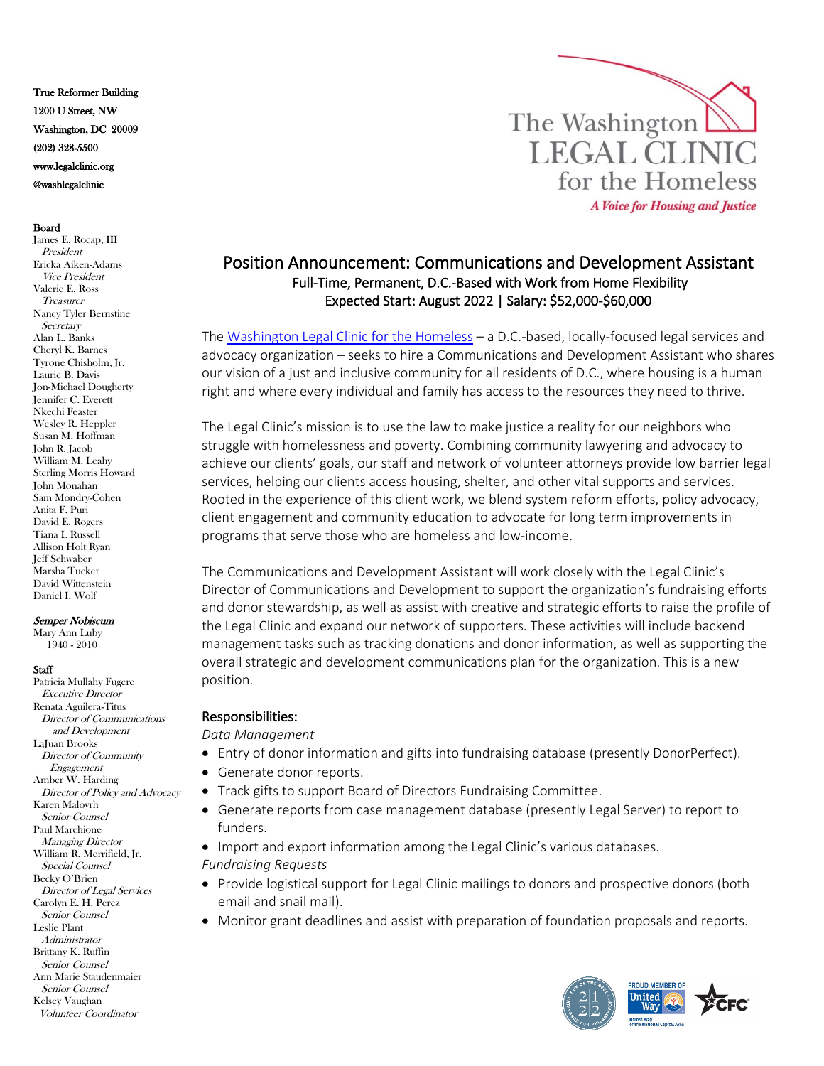True Reformer Building
1200 U Street, NW
Washington, DC 20009
(202) 328-5500
www.legalclinic.org
@washlegalclinic

**Board**
James E. Rocap, III
*President*
Ericka Aiken-Adams
*Vice President*
Valerie E. Ross
*Treasurer*
Nancy Tyler Bernstine
*Secretary*
Alan L. Banks
Cheryl K. Barnes
Tyrone Chisholm, Jr.
Laurie B. Davis
Jon-Michael Dougherty
Jennifer C. Everett
Nkechi Feaster
Wesley R. Heppler
Susan M. Hoffman
John R. Jacob
William M. Leahy
Sterling Morris Howard
John Monahan
Sam Mondry-Cohen
Anita F. Puri
David E. Rogers
Tiana L Russell
Allison Holt Ryan
Jeff Schwaber
Marsha Tucker
David Wittenstein
Daniel I. Wolf

***Semper Nobiscum***
Mary Ann Luby
1940 - 2010

**Staff**
Patricia Mullahy Fugere
*Executive Director*
Renata Aguilera-Titus
*Director of Communications and Development*
LaJuan Brooks
*Director of Community Engagement*
Amber W. Harding
*Director of Policy and Advocacy*
Karen Malovrh
*Senior Counsel*
Paul Marchione
*Managing Director*
William R. Merrifield, Jr.
*Special Counsel*
Becky O'Brien
*Director of Legal Services*
Carolyn E. H. Perez
*Senior Counsel*
Leslie Plant
*Administrator*
Brittany K. Ruffin
*Senior Counsel*
Ann Marie Staudenmaier
*Senior Counsel*
Kelsey Vaughan
*Volunteer Coordinator*

The Washington LEGAL CLINIC for the Homeless
*A Voice for Housing and Justice*

# Position Announcement: Communications and Development Assistant

Full-Time, Permanent, D.C.-Based with Work from Home Flexibility
Expected Start: August 2022 | Salary: $52,000-$60,000

The Washington Legal Clinic for the Homeless – a D.C.-based, locally-focused legal services and advocacy organization – seeks to hire a Communications and Development Assistant who shares our vision of a just and inclusive community for all residents of D.C., where housing is a human right and where every individual and family has access to the resources they need to thrive.

The Legal Clinic's mission is to use the law to make justice a reality for our neighbors who struggle with homelessness and poverty. Combining community lawyering and advocacy to achieve our clients' goals, our staff and network of volunteer attorneys provide low barrier legal services, helping our clients access housing, shelter, and other vital supports and services. Rooted in the experience of this client work, we blend system reform efforts, policy advocacy, client engagement and community education to advocate for long term improvements in programs that serve those who are homeless and low-income.

The Communications and Development Assistant will work closely with the Legal Clinic's Director of Communications and Development to support the organization's fundraising efforts and donor stewardship, as well as assist with creative and strategic efforts to raise the profile of the Legal Clinic and expand our network of supporters. These activities will include backend management tasks such as tracking donations and donor information, as well as supporting the overall strategic and development communications plan for the organization. This is a new position.

## Responsibilities:

*Data Management*

- Entry of donor information and gifts into fundraising database (presently DonorPerfect).
- Generate donor reports.
- Track gifts to support Board of Directors Fundraising Committee.
- Generate reports from case management database (presently Legal Server) to report to funders.
- Import and export information among the Legal Clinic's various databases.

*Fundraising Requests*

- Provide logistical support for Legal Clinic mailings to donors and prospective donors (both email and snail mail).
- Monitor grant deadlines and assist with preparation of foundation proposals and reports.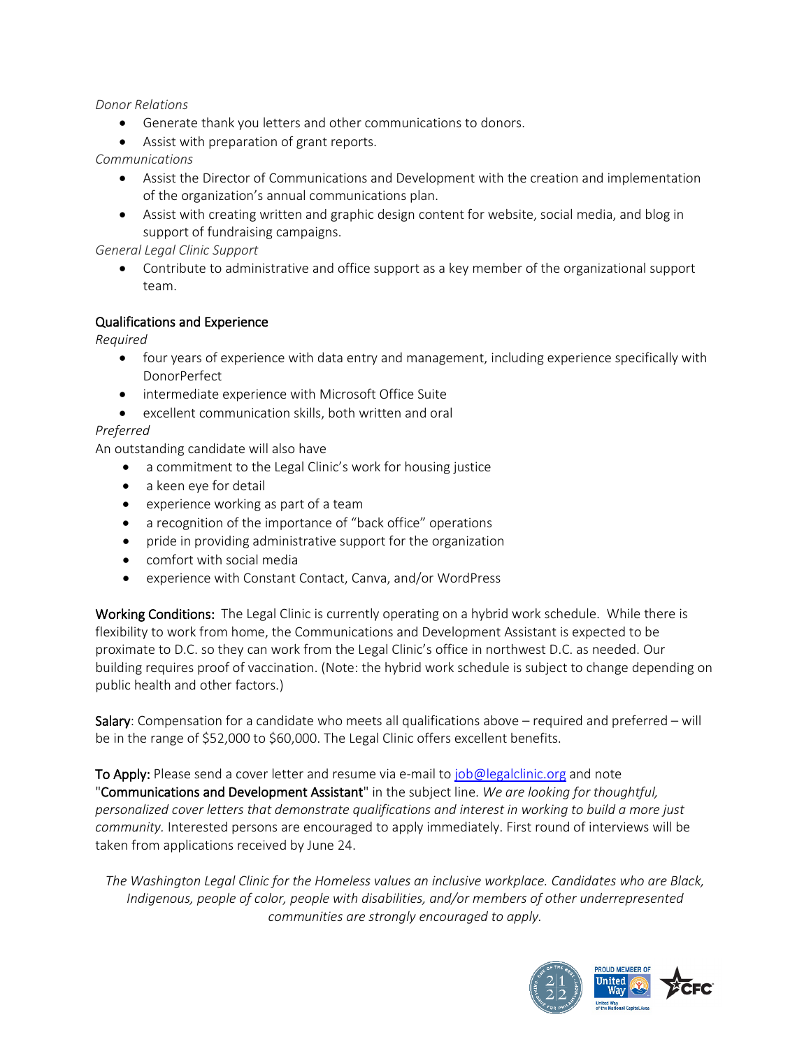*Donor Relations*

- Generate thank you letters and other communications to donors.
- Assist with preparation of grant reports.

*Communications*

- Assist the Director of Communications and Development with the creation and implementation of the organization's annual communications plan.
- Assist with creating written and graphic design content for website, social media, and blog in support of fundraising campaigns.

*General Legal Clinic Support*

- Contribute to administrative and office support as a key member of the organizational support team.

## Qualifications and Experience

*Required*

- four years of experience with data entry and management, including experience specifically with DonorPerfect
- intermediate experience with Microsoft Office Suite
- excellent communication skills, both written and oral

*Preferred*

An outstanding candidate will also have

- a commitment to the Legal Clinic's work for housing justice
- a keen eye for detail
- experience working as part of a team
- a recognition of the importance of "back office" operations
- pride in providing administrative support for the organization
- comfort with social media
- experience with Constant Contact, Canva, and/or WordPress

**Working Conditions:** The Legal Clinic is currently operating on a hybrid work schedule. While there is flexibility to work from home, the Communications and Development Assistant is expected to be proximate to D.C. so they can work from the Legal Clinic's office in northwest D.C. as needed. Our building requires proof of vaccination. (Note: the hybrid work schedule is subject to change depending on public health and other factors.)

**Salary**: Compensation for a candidate who meets all qualifications above – required and preferred – will be in the range of $52,000 to $60,000. The Legal Clinic offers excellent benefits.

**To Apply:** Please send a cover letter and resume via e-mail to job@legalclinic.org and note "**Communications and Development Assistant**" in the subject line. *We are looking for thoughtful, personalized cover letters that demonstrate qualifications and interest in working to build a more just community.* Interested persons are encouraged to apply immediately. First round of interviews will be taken from applications received by June 24.

*The Washington Legal Clinic for the Homeless values an inclusive workplace. Candidates who are Black, Indigenous, people of color, people with disabilities, and/or members of other underrepresented communities are strongly encouraged to apply.*